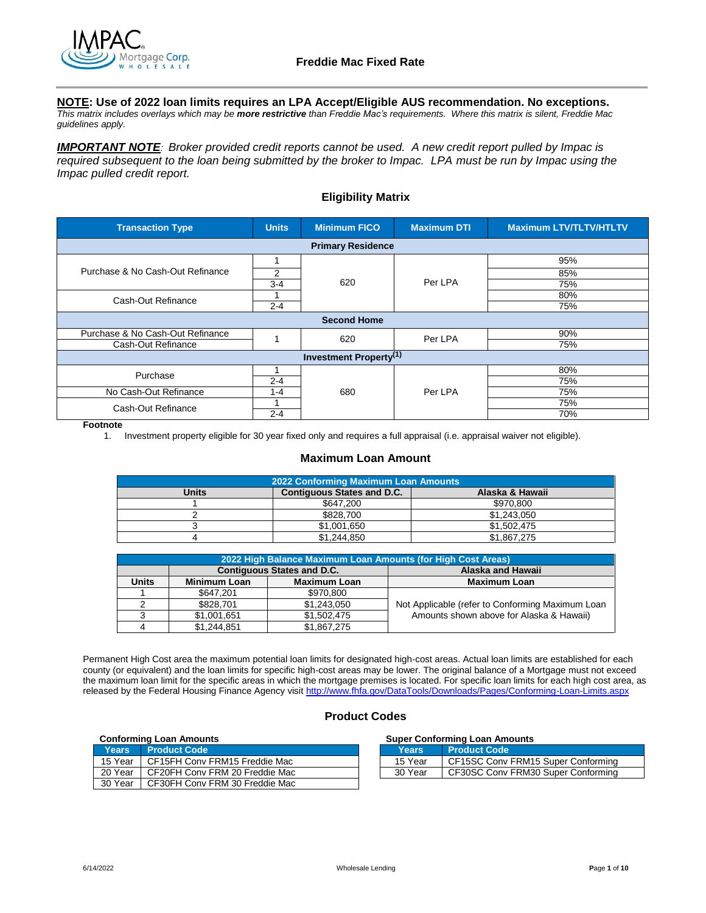# Freddie Mac Fixed Rate

**NOTE: Use of 2022 loan limits requires an LPA Accept/Eligible AUS recommendation. No exceptions.**
*This matrix includes overlays which may be **more restrictive** than Freddie Mac's requirements. Where this matrix is silent, Freddie Mac guidelines apply.*

***IMPORTANT NOTE**: Broker provided credit reports cannot be used. A new credit report pulled by Impac is required subsequent to the loan being submitted by the broker to Impac. LPA must be run by Impac using the Impac pulled credit report.*

## Eligibility Matrix

| Transaction Type | Units | Minimum FICO | Maximum DTI | Maximum LTV/TLTV/HTLTV |
|---|---|---|---|---|
| **Primary Residence** | | | | |
| Purchase & No Cash-Out Refinance | 1 | 620 | Per LPA | 95% |
| | 2 | | | 85% |
| | 3-4 | | | 75% |
| Cash-Out Refinance | 1 | | | 80% |
| | 2-4 | | | 75% |
| **Second Home** | | | | |
| Purchase & No Cash-Out Refinance | 1 | 620 | Per LPA | 90% |
| Cash-Out Refinance | | | | 75% |
| **Investment Property[1]** | | | | |
| Purchase | 1 | 680 | Per LPA | 80% |
| | 2-4 | | | 75% |
| No Cash-Out Refinance | 1-4 | | | 75% |
| Cash-Out Refinance | 1 | | | 75% |
| | 2-4 | | | 70% |

**Footnote**

1. Investment property eligible for 30 year fixed only and requires a full appraisal (i.e. appraisal waiver not eligible).

## Maximum Loan Amount

| 2022 Conforming Maximum Loan Amounts | | |
|---|---|---|
| **Units** | **Contiguous States and D.C.** | **Alaska & Hawaii** |
| 1 | $647,200 | $970,800 |
| 2 | $828,700 | $1,243,050 |
| 3 | $1,001,650 | $1,502,475 |
| 4 | $1,244,850 | $1,867,275 |

| 2022 High Balance Maximum Loan Amounts (for High Cost Areas) | | | |
|---|---|---|---|
| | **Contiguous States and D.C.** | | **Alaska and Hawaii** |
| **Units** | **Minimum Loan** | **Maximum Loan** | **Maximum Loan** |
| 1 | $647,201 | $970,800 | Not Applicable (refer to Conforming Maximum Loan Amounts shown above for Alaska & Hawaii) |
| 2 | $828,701 | $1,243,050 | |
| 3 | $1,001,651 | $1,502,475 | |
| 4 | $1,244,851 | $1,867,275 | |

Permanent High Cost area the maximum potential loan limits for designated high-cost areas. Actual loan limits are established for each county (or equivalent) and the loan limits for specific high-cost areas may be lower. The original balance of a Mortgage must not exceed the maximum loan limit for the specific areas in which the mortgage premises is located. For specific loan limits for each high cost area, as released by the Federal Housing Finance Agency visit http://www.fhfa.gov/DataTools/Downloads/Pages/Conforming-Loan-Limits.aspx

## Product Codes

**Conforming Loan Amounts**

| Years | Product Code |
|---|---|
| 15 Year | CF15FH Conv FRM15 Freddie Mac |
| 20 Year | CF20FH Conv FRM 20 Freddie Mac |
| 30 Year | CF30FH Conv FRM 30 Freddie Mac |

**Super Conforming Loan Amounts**

| Years | Product Code |
|---|---|
| 15 Year | CF15SC Conv FRM15 Super Conforming |
| 30 Year | CF30SC Conv FRM30 Super Conforming |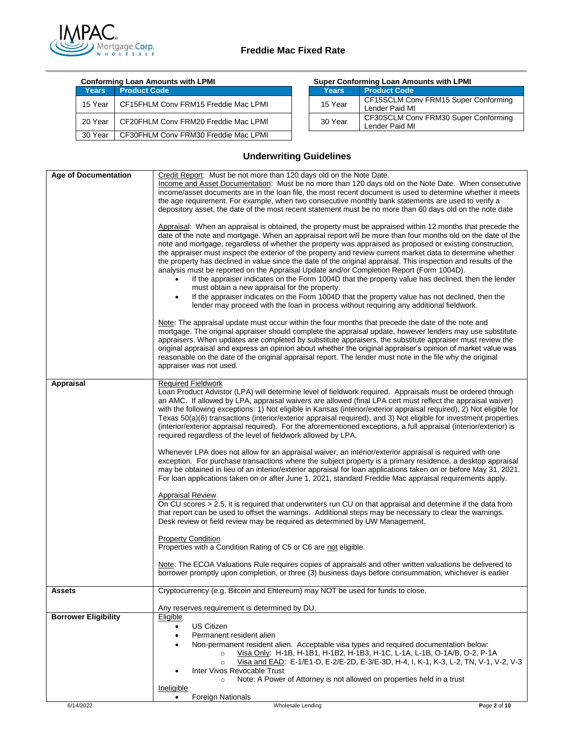# Freddie Mac Fixed Rate

**Conforming Loan Amounts with LPMI**

| Years | Product Code |
|---|---|
| 15 Year | CF15FHLM Conv FRM15 Freddie Mac LPMI |
| 20 Year | CF20FHLM Conv FRM20 Freddie Mac LPMI |
| 30 Year | CF30FHLM Conv FRM30 Freddie Mac LPMI |

**Super Conforming Loan Amounts with LPMI**

| Years | Product Code |
|---|---|
| 15 Year | CF15SCLM Conv FRM15 Super Conforming Lender Paid MI |
| 30 Year | CF30SCLM Conv FRM30 Super Conforming Lender Paid MI |

## Underwriting Guidelines

| | |
|---|---|
| **Age of Documentation** | Credit Report: Must be not more than 120 days old on the Note Date.<br>Income and Asset Documentation: Must be no more than 120 days old on the Note Date. When consecutive income/asset documents are in the loan file, the most recent document is used to determine whether it meets the age requirement. For example, when two consecutive monthly bank statements are used to verify a depository asset, the date of the most recent statement must be no more than 60 days old on the note date<br><br>Appraisal: When an appraisal is obtained, the property must be appraised within 12 months that precede the date of the note and mortgage. When an appraisal report will be more than four months old on the date of the note and mortgage, regardless of whether the property was appraised as proposed or existing construction, the appraiser must inspect the exterior of the property and review current market data to determine whether the property has declined in value since the date of the original appraisal. This inspection and results of the analysis must be reported on the Appraisal Update and/or Completion Report (Form 1004D).<br>• If the appraiser indicates on the Form 1004D that the property value has declined, then the lender must obtain a new appraisal for the property.<br>• If the appraiser indicates on the Form 1004D that the property value has not declined, then the lender may proceed with the loan in process without requiring any additional fieldwork.<br><br>Note: The appraisal update must occur within the four months that precede the date of the note and mortgage. The original appraiser should complete the appraisal update, however lenders may use substitute appraisers. When updates are completed by substitute appraisers, the substitute appraiser must review the original appraisal and express an opinion about whether the original appraiser's opinion of market value was reasonable on the date of the original appraisal report. The lender must note in the file why the original appraiser was not used. |
| **Appraisal** | Required Fieldwork<br>Loan Product Advisor (LPA) will determine level of fieldwork required. Appraisals must be ordered through an AMC. If allowed by LPA, appraisal waivers are allowed (final LPA cert must reflect the appraisal waiver) with the following exceptions: 1) Not eligible in Kansas (interior/exterior appraisal required), 2) Not eligible for Texas 50(a)(6) transactions (interior/exterior appraisal required), and 3) Not eligible for investment properties (interior/exterior appraisal required). For the aforementioned exceptions, a full appraisal (interior/exterior) is required regardless of the level of fieldwork allowed by LPA.<br><br>Whenever LPA does not allow for an appraisal waiver, an interior/exterior appraisal is required with one exception. For purchase transactions where the subject property is a primary residence, a desktop appraisal may be obtained in lieu of an interior/exterior appraisal for loan applications taken on or before May 31, 2021. For loan applications taken on or after June 1, 2021, standard Freddie Mac appraisal requirements apply.<br><br>Appraisal Review<br>On CU scores > 2.5, it is required that underwriters run CU on that appraisal and determine if the data from that report can be used to offset the warnings. Additional steps may be necessary to clear the warnings. Desk review or field review may be required as determined by UW Management.<br><br>Property Condition<br>Properties with a Condition Rating of C5 or C6 are not eligible.<br><br>Note: The ECOA Valuations Rule requires copies of appraisals and other written valuations be delivered to borrower promptly upon completion, or three (3) business days before consummation, whichever is earlier |
| **Assets** | Cryptocurrency (e.g. Bitcoin and Ehtereum) may NOT be used for funds to close.<br><br>Any reserves requirement is determined by DU. |
| **Borrower Eligibility** | Eligible<br>• US Citizen<br>• Permanent resident alien<br>• Non-permanent resident alien. Acceptable visa types and required documentation below:<br>  ○ Visa Only: H-1B, H-1B1, H-1B2, H-1B3, H-1C, L-1A, L-1B, O-1A/B, O-2, P-1A<br>  ○ Visa and EAD: E-1/E1-D, E-2/E-2D, E-3/E-3D, H-4, I, K-1, K-3, L-2, TN, V-1, V-2, V-3<br>• Inter Vivos Revocable Trust<br>  ○ Note: A Power of Attorney is not allowed on properties held in a trust<br>Ineligible<br>• Foreign Nationals |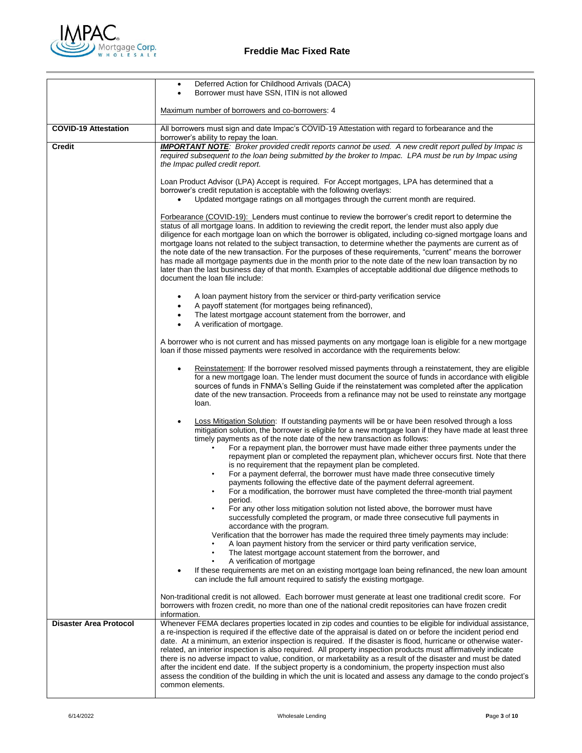| | |
|---|---|
| | • Deferred Action for Childhood Arrivals (DACA)<br>• Borrower must have SSN, ITIN is not allowed<br><br>Maximum number of borrowers and co-borrowers: 4 |
| **COVID-19 Attestation** | All borrowers must sign and date Impac's COVID-19 Attestation with regard to forbearance and the borrower's ability to repay the loan. |
| **Credit** | ***IMPORTANT NOTE****: Broker provided credit reports cannot be used. A new credit report pulled by Impac is required subsequent to the loan being submitted by the broker to Impac. LPA must be run by Impac using the Impac pulled credit report.*<br><br>Loan Product Advisor (LPA) Accept is required. For Accept mortgages, LPA has determined that a borrower's credit reputation is acceptable with the following overlays:<br>• Updated mortgage ratings on all mortgages through the current month are required.<br><br>Forbearance (COVID-19): Lenders must continue to review the borrower's credit report to determine the status of all mortgage loans. In addition to reviewing the credit report, the lender must also apply due diligence for each mortgage loan on which the borrower is obligated, including co-signed mortgage loans and mortgage loans not related to the subject transaction, to determine whether the payments are current as of the note date of the new transaction. For the purposes of these requirements, "current" means the borrower has made all mortgage payments due in the month prior to the note date of the new loan transaction by no later than the last business day of that month. Examples of acceptable additional due diligence methods to document the loan file include:<br><br>• A loan payment history from the servicer or third-party verification service<br>• A payoff statement (for mortgages being refinanced),<br>• The latest mortgage account statement from the borrower, and<br>• A verification of mortgage.<br><br>A borrower who is not current and has missed payments on any mortgage loan is eligible for a new mortgage loan if those missed payments were resolved in accordance with the requirements below:<br><br>• Reinstatement: If the borrower resolved missed payments through a reinstatement, they are eligible for a new mortgage loan. The lender must document the source of funds in accordance with eligible sources of funds in FNMA's Selling Guide if the reinstatement was completed after the application date of the new transaction. Proceeds from a refinance may not be used to reinstate any mortgage loan.<br><br>• Loss Mitigation Solution: If outstanding payments will be or have been resolved through a loss mitigation solution, the borrower is eligible for a new mortgage loan if they have made at least three timely payments as of the note date of the new transaction as follows:<br>  ◦ For a repayment plan, the borrower must have made either three payments under the repayment plan or completed the repayment plan, whichever occurs first. Note that there is no requirement that the repayment plan be completed.<br>  ◦ For a payment deferral, the borrower must have made three consecutive timely payments following the effective date of the payment deferral agreement.<br>  ◦ For a modification, the borrower must have completed the three-month trial payment period.<br>  ◦ For any other loss mitigation solution not listed above, the borrower must have successfully completed the program, or made three consecutive full payments in accordance with the program.<br>  Verification that the borrower has made the required three timely payments may include:<br>  ◦ A loan payment history from the servicer or third party verification service,<br>  ◦ The latest mortgage account statement from the borrower, and<br>  ◦ A verification of mortgage<br>• If these requirements are met on an existing mortgage loan being refinanced, the new loan amount can include the full amount required to satisfy the existing mortgage.<br><br>Non-traditional credit is not allowed. Each borrower must generate at least one traditional credit score. For borrowers with frozen credit, no more than one of the national credit repositories can have frozen credit information. |
| **Disaster Area Protocol** | Whenever FEMA declares properties located in zip codes and counties to be eligible for individual assistance, a re-inspection is required if the effective date of the appraisal is dated on or before the incident period end date. At a minimum, an exterior inspection is required. If the disaster is flood, hurricane or otherwise water-related, an interior inspection is also required. All property inspection products must affirmatively indicate there is no adverse impact to value, condition, or marketability as a result of the disaster and must be dated after the incident end date. If the subject property is a condominium, the property inspection must also assess the condition of the building in which the unit is located and assess any damage to the condo project's common elements. |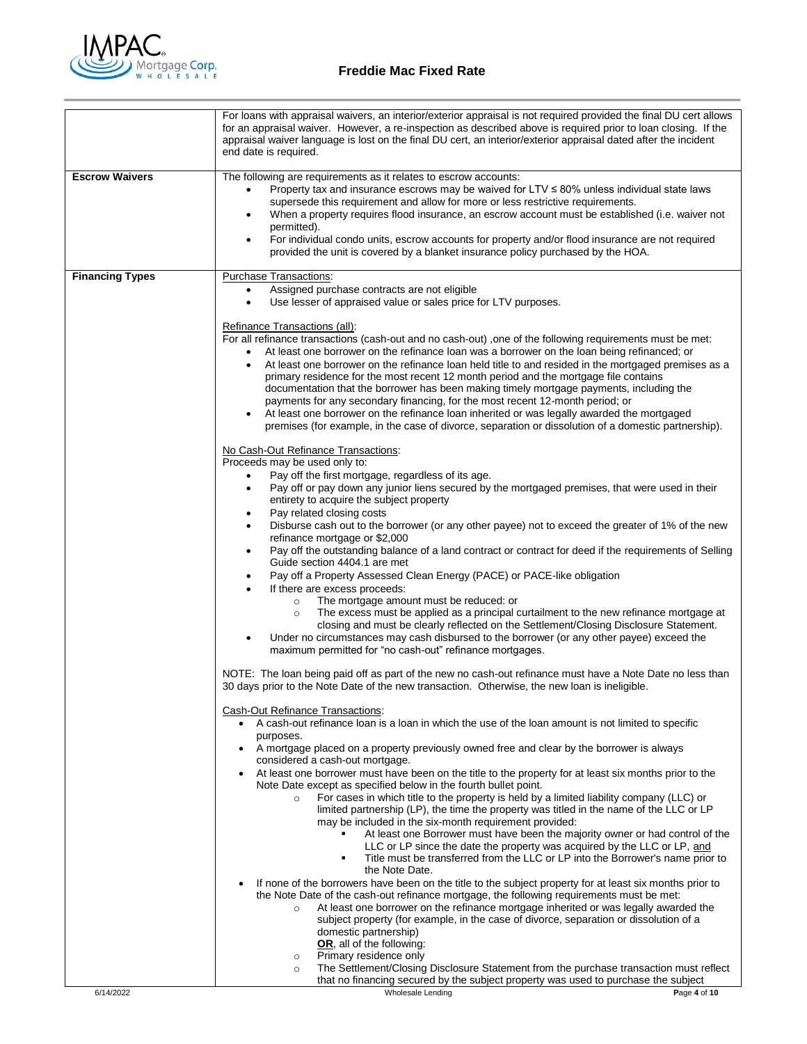| | |
|---|---|
| | For loans with appraisal waivers, an interior/exterior appraisal is not required provided the final DU cert allows for an appraisal waiver. However, a re-inspection as described above is required prior to loan closing. If the appraisal waiver language is lost on the final DU cert, an interior/exterior appraisal dated after the incident end date is required. |
| **Escrow Waivers** | The following are requirements as it relates to escrow accounts:<br>• Property tax and insurance escrows may be waived for LTV ≤ 80% unless individual state laws supersede this requirement and allow for more or less restrictive requirements.<br>• When a property requires flood insurance, an escrow account must be established (i.e. waiver not permitted).<br>• For individual condo units, escrow accounts for property and/or flood insurance are not required provided the unit is covered by a blanket insurance policy purchased by the HOA. |
| **Financing Types** | <u>Purchase Transactions</u>:<br>• Assigned purchase contracts are not eligible<br>• Use lesser of appraised value or sales price for LTV purposes.<br><br><u>Refinance Transactions (all)</u>:<br>For all refinance transactions (cash-out and no cash-out) ,one of the following requirements must be met:<br>• At least one borrower on the refinance loan was a borrower on the loan being refinanced; or<br>• At least one borrower on the refinance loan held title to and resided in the mortgaged premises as a primary residence for the most recent 12 month period and the mortgage file contains documentation that the borrower has been making timely mortgage payments, including the payments for any secondary financing, for the most recent 12-month period; or<br>• At least one borrower on the refinance loan inherited or was legally awarded the mortgaged premises (for example, in the case of divorce, separation or dissolution of a domestic partnership).<br><br><u>No Cash-Out Refinance Transactions</u>:<br>Proceeds may be used only to:<br>• Pay off the first mortgage, regardless of its age.<br>• Pay off or pay down any junior liens secured by the mortgaged premises, that were used in their entirety to acquire the subject property<br>• Pay related closing costs<br>• Disburse cash out to the borrower (or any other payee) not to exceed the greater of 1% of the new refinance mortgage or $2,000<br>• Pay off the outstanding balance of a land contract or contract for deed if the requirements of Selling Guide section 4404.1 are met<br>• Pay off a Property Assessed Clean Energy (PACE) or PACE-like obligation<br>• If there are excess proceeds:<br>&nbsp;&nbsp;&nbsp;&nbsp;○ The mortgage amount must be reduced: or<br>&nbsp;&nbsp;&nbsp;&nbsp;○ The excess must be applied as a principal curtailment to the new refinance mortgage at closing and must be clearly reflected on the Settlement/Closing Disclosure Statement.<br>• Under no circumstances may cash disbursed to the borrower (or any other payee) exceed the maximum permitted for "no cash-out" refinance mortgages.<br><br>NOTE: The loan being paid off as part of the new no cash-out refinance must have a Note Date no less than 30 days prior to the Note Date of the new transaction. Otherwise, the new loan is ineligible.<br><br><u>Cash-Out Refinance Transactions</u>:<br>• A cash-out refinance loan is a loan in which the use of the loan amount is not limited to specific purposes.<br>• A mortgage placed on a property previously owned free and clear by the borrower is always considered a cash-out mortgage.<br>• At least one borrower must have been on the title to the property for at least six months prior to the Note Date except as specified below in the fourth bullet point.<br>&nbsp;&nbsp;&nbsp;&nbsp;○ For cases in which title to the property is held by a limited liability company (LLC) or limited partnership (LP), the time the property was titled in the name of the LLC or LP may be included in the six-month requirement provided:<br>&nbsp;&nbsp;&nbsp;&nbsp;&nbsp;&nbsp;&nbsp;&nbsp;▪ At least one Borrower must have been the majority owner or had control of the LLC or LP since the date the property was acquired by the LLC or LP, <u>and</u><br>&nbsp;&nbsp;&nbsp;&nbsp;&nbsp;&nbsp;&nbsp;&nbsp;▪ Title must be transferred from the LLC or LP into the Borrower's name prior to the Note Date.<br>• If none of the borrowers have been on the title to the subject property for at least six months prior to the Note Date of the cash-out refinance mortgage, the following requirements must be met:<br>&nbsp;&nbsp;&nbsp;&nbsp;○ At least one borrower on the refinance mortgage inherited or was legally awarded the subject property (for example, in the case of divorce, separation or dissolution of a domestic partnership)<br>&nbsp;&nbsp;&nbsp;&nbsp;<u>**OR**</u>, all of the following:<br>&nbsp;&nbsp;&nbsp;&nbsp;○ Primary residence only<br>&nbsp;&nbsp;&nbsp;&nbsp;○ The Settlement/Closing Disclosure Statement from the purchase transaction must reflect that no financing secured by the subject property was used to purchase the subject |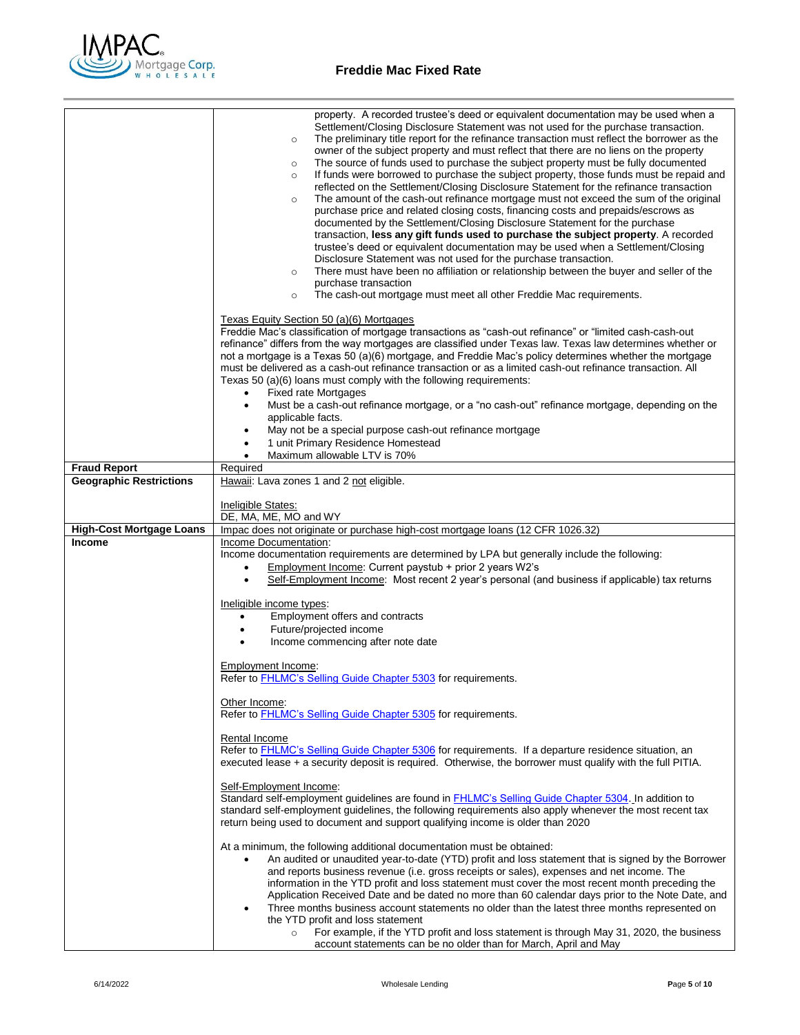| | |
|---|---|
| | property. A recorded trustee's deed or equivalent documentation may be used when a Settlement/Closing Disclosure Statement was not used for the purchase transaction.<br>○ The preliminary title report for the refinance transaction must reflect the borrower as the owner of the subject property and must reflect that there are no liens on the property<br>○ The source of funds used to purchase the subject property must be fully documented<br>○ If funds were borrowed to purchase the subject property, those funds must be repaid and reflected on the Settlement/Closing Disclosure Statement for the refinance transaction<br>○ The amount of the cash-out refinance mortgage must not exceed the sum of the original purchase price and related closing costs, financing costs and prepaids/escrows as documented by the Settlement/Closing Disclosure Statement for the purchase transaction, **less any gift funds used to purchase the subject property**. A recorded trustee's deed or equivalent documentation may be used when a Settlement/Closing Disclosure Statement was not used for the purchase transaction.<br>○ There must have been no affiliation or relationship between the buyer and seller of the purchase transaction<br>○ The cash-out mortgage must meet all other Freddie Mac requirements.<br><br>Texas Equity Section 50 (a)(6) Mortgages<br>Freddie Mac's classification of mortgage transactions as "cash-out refinance" or "limited cash-cash-out refinance" differs from the way mortgages are classified under Texas law. Texas law determines whether or not a mortgage is a Texas 50 (a)(6) mortgage, and Freddie Mac's policy determines whether the mortgage must be delivered as a cash-out refinance transaction or as a limited cash-out refinance transaction. All Texas 50 (a)(6) loans must comply with the following requirements:<br>• Fixed rate Mortgages<br>• Must be a cash-out refinance mortgage, or a "no cash-out" refinance mortgage, depending on the applicable facts.<br>• May not be a special purpose cash-out refinance mortgage<br>• 1 unit Primary Residence Homestead<br>• Maximum allowable LTV is 70% |
| **Fraud Report** | Required |
| **Geographic Restrictions** | Hawaii: Lava zones 1 and 2 not eligible.<br><br>Ineligible States:<br>DE, MA, ME, MO and WY |
| **High-Cost Mortgage Loans** | Impac does not originate or purchase high-cost mortgage loans (12 CFR 1026.32) |
| **Income** | Income Documentation:<br>Income documentation requirements are determined by LPA but generally include the following:<br>• Employment Income: Current paystub + prior 2 years W2's<br>• Self-Employment Income: Most recent 2 year's personal (and business if applicable) tax returns<br><br>Ineligible income types:<br>• Employment offers and contracts<br>• Future/projected income<br>• Income commencing after note date<br><br>Employment Income:<br>Refer to FHLMC's Selling Guide Chapter 5303 for requirements.<br><br>Other Income:<br>Refer to FHLMC's Selling Guide Chapter 5305 for requirements.<br><br>Rental Income<br>Refer to FHLMC's Selling Guide Chapter 5306 for requirements. If a departure residence situation, an executed lease + a security deposit is required. Otherwise, the borrower must qualify with the full PITIA.<br><br>Self-Employment Income:<br>Standard self-employment guidelines are found in FHLMC's Selling Guide Chapter 5304. In addition to standard self-employment guidelines, the following requirements also apply whenever the most recent tax return being used to document and support qualifying income is older than 2020<br><br>At a minimum, the following additional documentation must be obtained:<br>• An audited or unaudited year-to-date (YTD) profit and loss statement that is signed by the Borrower and reports business revenue (i.e. gross receipts or sales), expenses and net income. The information in the YTD profit and loss statement must cover the most recent month preceding the Application Received Date and be dated no more than 60 calendar days prior to the Note Date, and<br>• Three months business account statements no older than the latest three months represented on the YTD profit and loss statement<br>○ For example, if the YTD profit and loss statement is through May 31, 2020, the business account statements can be no older than for March, April and May |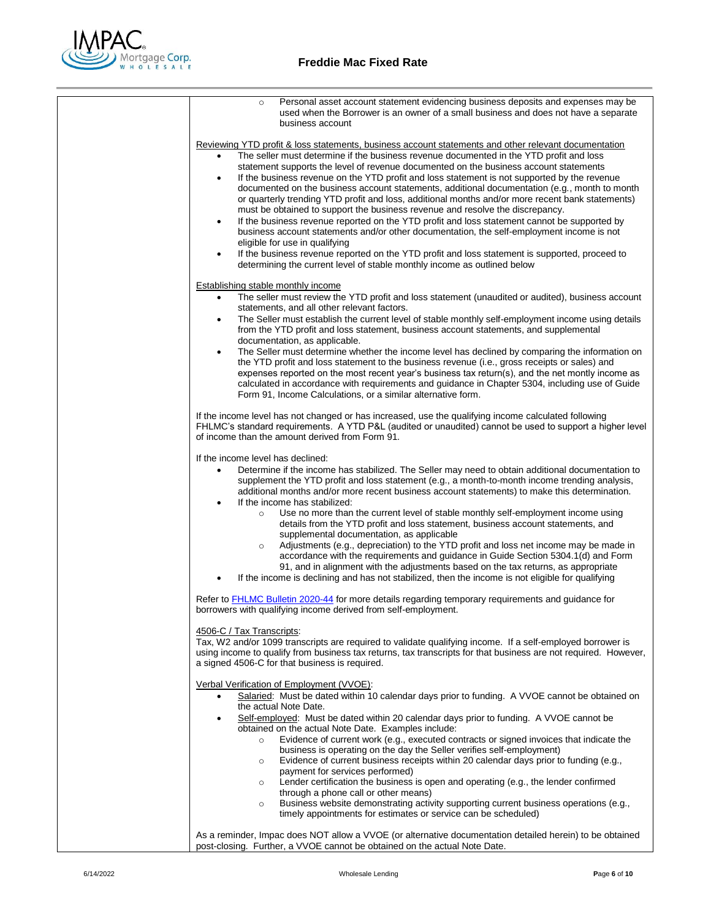- Personal asset account statement evidencing business deposits and expenses may be used when the Borrower is an owner of a small business and does not have a separate business account

Reviewing YTD profit & loss statements, business account statements and other relevant documentation

- The seller must determine if the business revenue documented in the YTD profit and loss statement supports the level of revenue documented on the business account statements
- If the business revenue on the YTD profit and loss statement is not supported by the revenue documented on the business account statements, additional documentation (e.g., month to month or quarterly trending YTD profit and loss, additional months and/or more recent bank statements) must be obtained to support the business revenue and resolve the discrepancy.
- If the business revenue reported on the YTD profit and loss statement cannot be supported by business account statements and/or other documentation, the self-employment income is not eligible for use in qualifying
- If the business revenue reported on the YTD profit and loss statement is supported, proceed to determining the current level of stable monthly income as outlined below

Establishing stable monthly income

- The seller must review the YTD profit and loss statement (unaudited or audited), business account statements, and all other relevant factors.
- The Seller must establish the current level of stable monthly self-employment income using details from the YTD profit and loss statement, business account statements, and supplemental documentation, as applicable.
- The Seller must determine whether the income level has declined by comparing the information on the YTD profit and loss statement to the business revenue (i.e., gross receipts or sales) and expenses reported on the most recent year's business tax return(s), and the net montly income as calculated in accordance with requirements and guidance in Chapter 5304, including use of Guide Form 91, Income Calculations, or a similar alternative form.

If the income level has not changed or has increased, use the qualifying income calculated following FHLMC's standard requirements. A YTD P&L (audited or unaudited) cannot be used to support a higher level of income than the amount derived from Form 91.

If the income level has declined:

- Determine if the income has stabilized. The Seller may need to obtain additional documentation to supplement the YTD profit and loss statement (e.g., a month-to-month income trending analysis, additional months and/or more recent business account statements) to make this determination.
- If the income has stabilized:
  - Use no more than the current level of stable monthly self-employment income using details from the YTD profit and loss statement, business account statements, and supplemental documentation, as applicable
  - Adjustments (e.g., depreciation) to the YTD profit and loss net income may be made in accordance with the requirements and guidance in Guide Section 5304.1(d) and Form 91, and in alignment with the adjustments based on the tax returns, as appropriate
- If the income is declining and has not stabilized, then the income is not eligible for qualifying

Refer to FHLMC Bulletin 2020-44 for more details regarding temporary requirements and guidance for borrowers with qualifying income derived from self-employment.

4506-C / Tax Transcripts:
Tax, W2 and/or 1099 transcripts are required to validate qualifying income. If a self-employed borrower is using income to qualify from business tax returns, tax transcripts for that business are not required. However, a signed 4506-C for that business is required.

Verbal Verification of Employment (VVOE):

- Salaried: Must be dated within 10 calendar days prior to funding. A VVOE cannot be obtained on the actual Note Date.
- Self-employed: Must be dated within 20 calendar days prior to funding. A VVOE cannot be obtained on the actual Note Date. Examples include:
  - Evidence of current work (e.g., executed contracts or signed invoices that indicate the business is operating on the day the Seller verifies self-employment)
  - Evidence of current business receipts within 20 calendar days prior to funding (e.g., payment for services performed)
  - Lender certification the business is open and operating (e.g., the lender confirmed through a phone call or other means)
  - Business website demonstrating activity supporting current business operations (e.g., timely appointments for estimates or service can be scheduled)

As a reminder, Impac does NOT allow a VVOE (or alternative documentation detailed herein) to be obtained post-closing. Further, a VVOE cannot be obtained on the actual Note Date.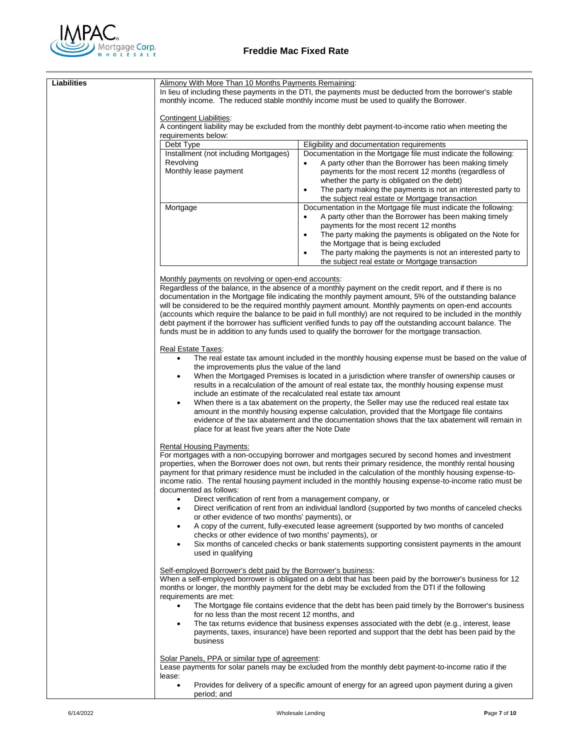| Liabilities | |
|---|---|

**Liabilities**

Alimony With More Than 10 Months Payments Remaining:
In lieu of including these payments in the DTI, the payments must be deducted from the borrower's stable monthly income. The reduced stable monthly income must be used to qualify the Borrower.

Contingent Liabilities:
A contingent liability may be excluded from the monthly debt payment-to-income ratio when meeting the requirements below:

| Debt Type | Eligibility and documentation requirements |
|---|---|
| Installment (not including Mortgages)<br>Revolving<br>Monthly lease payment | Documentation in the Mortgage file must indicate the following:<br>• A party other than the Borrower has been making timely payments for the most recent 12 months (regardless of whether the party is obligated on the debt)<br>• The party making the payments is not an interested party to the subject real estate or Mortgage transaction |
| Mortgage | Documentation in the Mortgage file must indicate the following:<br>• A party other than the Borrower has been making timely payments for the most recent 12 months<br>• The party making the payments is obligated on the Note for the Mortgage that is being excluded<br>• The party making the payments is not an interested party to the subject real estate or Mortgage transaction |

Monthly payments on revolving or open-end accounts:
Regardless of the balance, in the absence of a monthly payment on the credit report, and if there is no documentation in the Mortgage file indicating the monthly payment amount, 5% of the outstanding balance will be considered to be the required monthly payment amount. Monthly payments on open-end accounts (accounts which require the balance to be paid in full monthly) are not required to be included in the monthly debt payment if the borrower has sufficient verified funds to pay off the outstanding account balance. The funds must be in addition to any funds used to qualify the borrower for the mortgage transaction.

Real Estate Taxes:

- The real estate tax amount included in the monthly housing expense must be based on the value of the improvements plus the value of the land
- When the Mortgaged Premises is located in a jurisdiction where transfer of ownership causes or results in a recalculation of the amount of real estate tax, the monthly housing expense must include an estimate of the recalculated real estate tax amount
- When there is a tax abatement on the property, the Seller may use the reduced real estate tax amount in the monthly housing expense calculation, provided that the Mortgage file contains evidence of the tax abatement and the documentation shows that the tax abatement will remain in place for at least five years after the Note Date

Rental Housing Payments:
For mortgages with a non-occupying borrower and mortgages secured by second homes and investment properties, when the Borrower does not own, but rents their primary residence, the monthly rental housing payment for that primary residence must be included in the calculation of the monthly housing expense-to-income ratio. The rental housing payment included in the monthly housing expense-to-income ratio must be documented as follows:

- Direct verification of rent from a management company, or
- Direct verification of rent from an individual landlord (supported by two months of canceled checks or other evidence of two months' payments), or
- A copy of the current, fully-executed lease agreement (supported by two months of canceled checks or other evidence of two months' payments), or
- Six months of canceled checks or bank statements supporting consistent payments in the amount used in qualifying

Self-employed Borrower's debt paid by the Borrower's business:
When a self-employed borrower is obligated on a debt that has been paid by the borrower's business for 12 months or longer, the monthly payment for the debt may be excluded from the DTI if the following requirements are met:

- The Mortgage file contains evidence that the debt has been paid timely by the Borrower's business for no less than the most recent 12 months, and
- The tax returns evidence that business expenses associated with the debt (e.g., interest, lease payments, taxes, insurance) have been reported and support that the debt has been paid by the business

Solar Panels, PPA or similar type of agreement:
Lease payments for solar panels may be excluded from the monthly debt payment-to-income ratio if the lease:

- Provides for delivery of a specific amount of energy for an agreed upon payment during a given period; and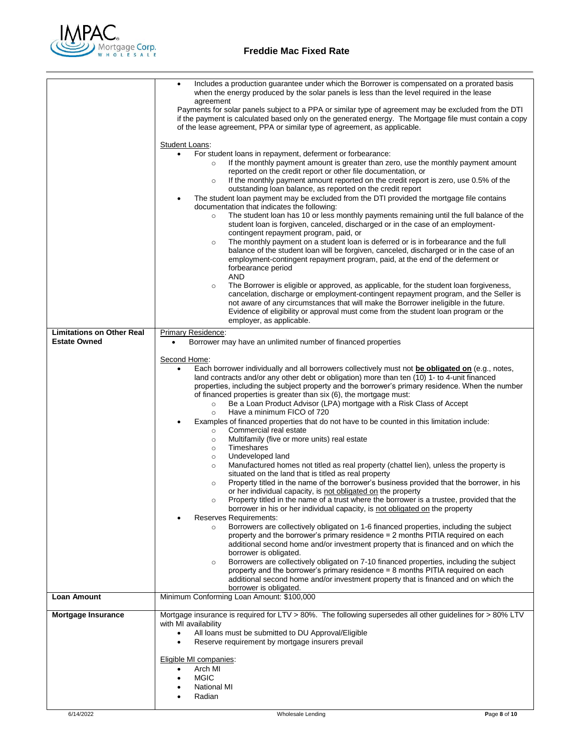| | |
|---|---|
| | • Includes a production guarantee under which the Borrower is compensated on a prorated basis when the energy produced by the solar panels is less than the level required in the lease agreement<br>Payments for solar panels subject to a PPA or similar type of agreement may be excluded from the DTI if the payment is calculated based only on the generated energy. The Mortgage file must contain a copy of the lease agreement, PPA or similar type of agreement, as applicable.<br><br><u>Student Loans</u>:<br>• For student loans in repayment, deferment or forbearance:<br>&nbsp;&nbsp;&nbsp;&nbsp;○ If the monthly payment amount is greater than zero, use the monthly payment amount reported on the credit report or other file documentation, or<br>&nbsp;&nbsp;&nbsp;&nbsp;○ If the monthly payment amount reported on the credit report is zero, use 0.5% of the outstanding loan balance, as reported on the credit report<br>• The student loan payment may be excluded from the DTI provided the mortgage file contains documentation that indicates the following:<br>&nbsp;&nbsp;&nbsp;&nbsp;○ The student loan has 10 or less monthly payments remaining until the full balance of the student loan is forgiven, canceled, discharged or in the case of an employment-contingent repayment program, paid, or<br>&nbsp;&nbsp;&nbsp;&nbsp;○ The monthly payment on a student loan is deferred or is in forbearance and the full balance of the student loan will be forgiven, canceled, discharged or in the case of an employment-contingent repayment program, paid, at the end of the deferment or forbearance period<br>&nbsp;&nbsp;&nbsp;&nbsp;AND<br>&nbsp;&nbsp;&nbsp;&nbsp;○ The Borrower is eligible or approved, as applicable, for the student loan forgiveness, cancelation, discharge or employment-contingent repayment program, and the Seller is not aware of any circumstances that will make the Borrower ineligible in the future. Evidence of eligibility or approval must come from the student loan program or the employer, as applicable. |
| **Limitations on Other Real Estate Owned** | <u>Primary Residence</u>:<br>• Borrower may have an unlimited number of financed properties<br><br><u>Second Home</u>:<br>• Each borrower individually and all borrowers collectively must not **<u>be obligated on</u>** (e.g., notes, land contracts and/or any other debt or obligation) more than ten (10) 1- to 4-unit financed properties, including the subject property and the borrower's primary residence. When the number of financed properties is greater than six (6), the mortgage must:<br>&nbsp;&nbsp;&nbsp;&nbsp;○ Be a Loan Product Advisor (LPA) mortgage with a Risk Class of Accept<br>&nbsp;&nbsp;&nbsp;&nbsp;○ Have a minimum FICO of 720<br>• Examples of financed properties that do not have to be counted in this limitation include:<br>&nbsp;&nbsp;&nbsp;&nbsp;○ Commercial real estate<br>&nbsp;&nbsp;&nbsp;&nbsp;○ Multifamily (five or more units) real estate<br>&nbsp;&nbsp;&nbsp;&nbsp;○ Timeshares<br>&nbsp;&nbsp;&nbsp;&nbsp;○ Undeveloped land<br>&nbsp;&nbsp;&nbsp;&nbsp;○ Manufactured homes not titled as real property (chattel lien), unless the property is situated on the land that is titled as real property<br>&nbsp;&nbsp;&nbsp;&nbsp;○ Property titled in the name of the borrower's business provided that the borrower, in his or her individual capacity, is <u>not obligated on</u> the property<br>&nbsp;&nbsp;&nbsp;&nbsp;○ Property titled in the name of a trust where the borrower is a trustee, provided that the borrower in his or her individual capacity, is <u>not obligated on</u> the property<br>• Reserves Requirements:<br>&nbsp;&nbsp;&nbsp;&nbsp;○ Borrowers are collectively obligated on 1-6 financed properties, including the subject property and the borrower's primary residence = 2 months PITIA required on each additional second home and/or investment property that is financed and on which the borrower is obligated.<br>&nbsp;&nbsp;&nbsp;&nbsp;○ Borrowers are collectively obligated on 7-10 financed properties, including the subject property and the borrower's primary residence = 8 months PITIA required on each additional second home and/or investment property that is financed and on which the borrower is obligated. |
| **Loan Amount** | Minimum Conforming Loan Amount: $100,000 |
| **Mortgage Insurance** | Mortgage insurance is required for LTV > 80%. The following supersedes all other guidelines for > 80% LTV with MI availability<br>• All loans must be submitted to DU Approval/Eligible<br>• Reserve requirement by mortgage insurers prevail<br><br><u>Eligible MI companies</u>:<br>• Arch MI<br>• MGIC<br>• National MI<br>• Radian |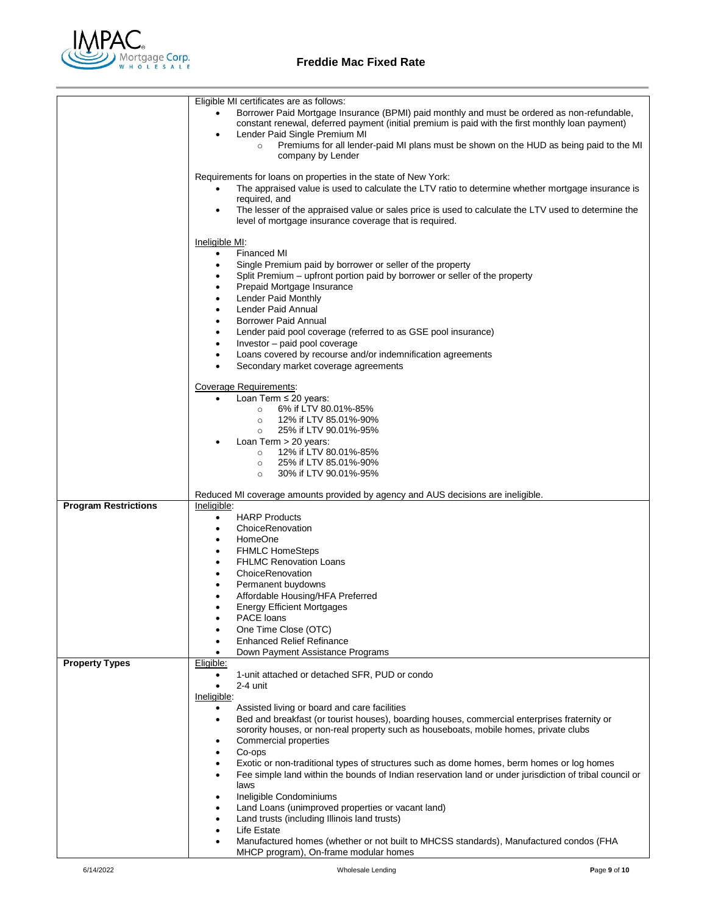| | |
|---|---|
| | Eligible MI certificates are as follows:<br>• Borrower Paid Mortgage Insurance (BPMI) paid monthly and must be ordered as non-refundable, constant renewal, deferred payment (initial premium is paid with the first monthly loan payment)<br>• Lender Paid Single Premium MI<br>&nbsp;&nbsp;&nbsp;&nbsp;○ Premiums for all lender-paid MI plans must be shown on the HUD as being paid to the MI company by Lender<br><br>Requirements for loans on properties in the state of New York:<br>• The appraised value is used to calculate the LTV ratio to determine whether mortgage insurance is required, and<br>• The lesser of the appraised value or sales price is used to calculate the LTV used to determine the level of mortgage insurance coverage that is required.<br><br>Ineligible MI:<br>• Financed MI<br>• Single Premium paid by borrower or seller of the property<br>• Split Premium – upfront portion paid by borrower or seller of the property<br>• Prepaid Mortgage Insurance<br>• Lender Paid Monthly<br>• Lender Paid Annual<br>• Borrower Paid Annual<br>• Lender paid pool coverage (referred to as GSE pool insurance)<br>• Investor – paid pool coverage<br>• Loans covered by recourse and/or indemnification agreements<br>• Secondary market coverage agreements<br><br>Coverage Requirements:<br>• Loan Term ≤ 20 years:<br>&nbsp;&nbsp;&nbsp;&nbsp;○ 6% if LTV 80.01%-85%<br>&nbsp;&nbsp;&nbsp;&nbsp;○ 12% if LTV 85.01%-90%<br>&nbsp;&nbsp;&nbsp;&nbsp;○ 25% if LTV 90.01%-95%<br>• Loan Term > 20 years:<br>&nbsp;&nbsp;&nbsp;&nbsp;○ 12% if LTV 80.01%-85%<br>&nbsp;&nbsp;&nbsp;&nbsp;○ 25% if LTV 85.01%-90%<br>&nbsp;&nbsp;&nbsp;&nbsp;○ 30% if LTV 90.01%-95%<br><br>Reduced MI coverage amounts provided by agency and AUS decisions are ineligible. |
| **Program Restrictions** | Ineligible:<br>• HARP Products<br>• ChoiceRenovation<br>• HomeOne<br>• FHMLC HomeSteps<br>• FHLMC Renovation Loans<br>• ChoiceRenovation<br>• Permanent buydowns<br>• Affordable Housing/HFA Preferred<br>• Energy Efficient Mortgages<br>• PACE loans<br>• One Time Close (OTC)<br>• Enhanced Relief Refinance<br>• Down Payment Assistance Programs |
| **Property Types** | Eligible:<br>• 1-unit attached or detached SFR, PUD or condo<br>• 2-4 unit<br>Ineligible:<br>• Assisted living or board and care facilities<br>• Bed and breakfast (or tourist houses), boarding houses, commercial enterprises fraternity or sorority houses, or non-real property such as houseboats, mobile homes, private clubs<br>• Commercial properties<br>• Co-ops<br>• Exotic or non-traditional types of structures such as dome homes, berm homes or log homes<br>• Fee simple land within the bounds of Indian reservation land or under jurisdiction of tribal council or laws<br>• Ineligible Condominiums<br>• Land Loans (unimproved properties or vacant land)<br>• Land trusts (including Illinois land trusts)<br>• Life Estate<br>• Manufactured homes (whether or not built to MHCSS standards), Manufactured condos (FHA MHCP program), On-frame modular homes |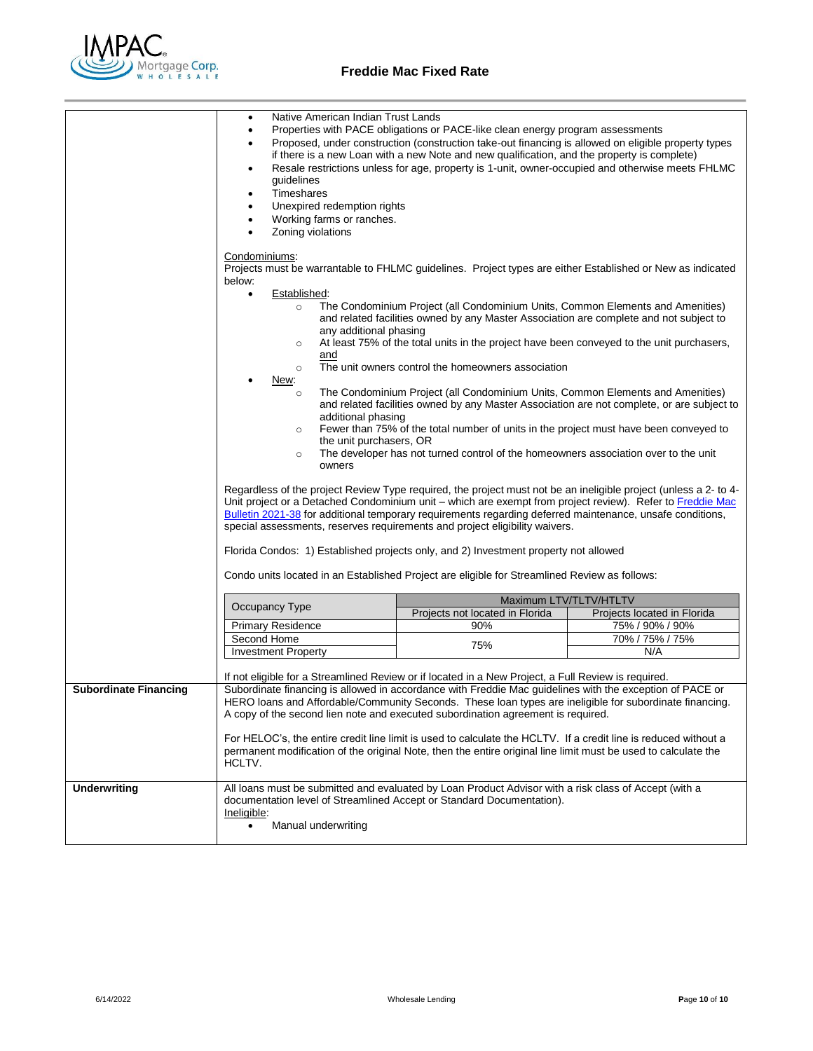| | |
|---|---|
| | • Native American Indian Trust Lands<br>• Properties with PACE obligations or PACE-like clean energy program assessments<br>• Proposed, under construction (construction take-out financing is allowed on eligible property types if there is a new Loan with a new Note and new qualification, and the property is complete)<br>• Resale restrictions unless for age, property is 1-unit, owner-occupied and otherwise meets FHLMC guidelines<br>• Timeshares<br>• Unexpired redemption rights<br>• Working farms or ranches.<br>• Zoning violations<br><br>Condominiums:<br>Projects must be warrantable to FHLMC guidelines. Project types are either Established or New as indicated below:<br>• Established:<br>  ○ The Condominium Project (all Condominium Units, Common Elements and Amenities) and related facilities owned by any Master Association are complete and not subject to any additional phasing<br>  ○ At least 75% of the total units in the project have been conveyed to the unit purchasers, and<br>  ○ The unit owners control the homeowners association<br>• New:<br>  ○ The Condominium Project (all Condominium Units, Common Elements and Amenities) and related facilities owned by any Master Association are not complete, or are subject to additional phasing<br>  ○ Fewer than 75% of the total number of units in the project must have been conveyed to the unit purchasers, OR<br>  ○ The developer has not turned control of the homeowners association over to the unit owners<br><br>Regardless of the project Review Type required, the project must not be an ineligible project (unless a 2- to 4-Unit project or a Detached Condominium unit – which are exempt from project review). Refer to Freddie Mac Bulletin 2021-38 for additional temporary requirements regarding deferred maintenance, unsafe conditions, special assessments, reserves requirements and project eligibility waivers.<br><br>Florida Condos: 1) Established projects only, and 2) Investment property not allowed<br><br>Condo units located in an Established Project are eligible for Streamlined Review as follows:<br><br>(see table below)<br><br>If not eligible for a Streamlined Review or if located in a New Project, a Full Review is required. |
| **Subordinate Financing** | Subordinate financing is allowed in accordance with Freddie Mac guidelines with the exception of PACE or HERO loans and Affordable/Community Seconds. These loan types are ineligible for subordinate financing. A copy of the second lien note and executed subordination agreement is required.<br><br>For HELOC's, the entire credit line limit is used to calculate the HCLTV. If a credit line is reduced without a permanent modification of the original Note, then the entire original line limit must be used to calculate the HCLTV. |
| **Underwriting** | All loans must be submitted and evaluated by Loan Product Advisor with a risk class of Accept (with a documentation level of Streamlined Accept or Standard Documentation).<br>Ineligible:<br>• Manual underwriting |

| Occupancy Type | Maximum LTV/TLTV/HTLTV | |
|---|---|---|
| | Projects not located in Florida | Projects located in Florida |
| Primary Residence | 90% | 75% / 90% / 90% |
| Second Home | 75% | 70% / 75% / 75% |
| Investment Property | 75% | N/A |